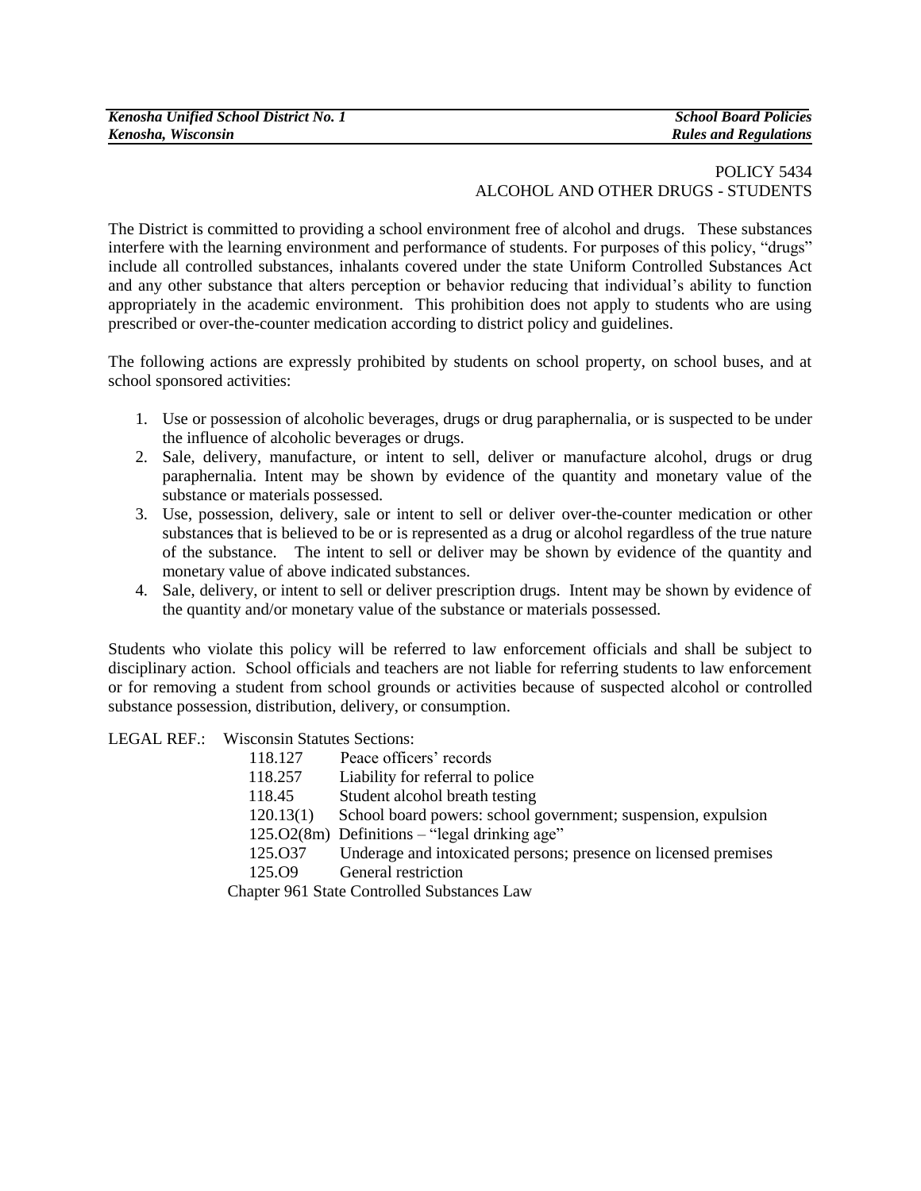*Kenosha Unified School District No. 1* | *School Board Policies*
*Kenosha, Wisconsin* | *Rules and Regulations*

POLICY 5434
ALCOHOL AND OTHER DRUGS - STUDENTS

The District is committed to providing a school environment free of alcohol and drugs. These substances interfere with the learning environment and performance of students. For purposes of this policy, "drugs" include all controlled substances, inhalants covered under the state Uniform Controlled Substances Act and any other substance that alters perception or behavior reducing that individual's ability to function appropriately in the academic environment. This prohibition does not apply to students who are using prescribed or over-the-counter medication according to district policy and guidelines.

The following actions are expressly prohibited by students on school property, on school buses, and at school sponsored activities:

1. Use or possession of alcoholic beverages, drugs or drug paraphernalia, or is suspected to be under the influence of alcoholic beverages or drugs.
2. Sale, delivery, manufacture, or intent to sell, deliver or manufacture alcohol, drugs or drug paraphernalia. Intent may be shown by evidence of the quantity and monetary value of the substance or materials possessed.
3. Use, possession, delivery, sale or intent to sell or deliver over-the-counter medication or other substances that is believed to be or is represented as a drug or alcohol regardless of the true nature of the substance. The intent to sell or deliver may be shown by evidence of the quantity and monetary value of above indicated substances.
4. Sale, delivery, or intent to sell or deliver prescription drugs. Intent may be shown by evidence of the quantity and/or monetary value of the substance or materials possessed.

Students who violate this policy will be referred to law enforcement officials and shall be subject to disciplinary action. School officials and teachers are not liable for referring students to law enforcement or for removing a student from school grounds or activities because of suspected alcohol or controlled substance possession, distribution, delivery, or consumption.

LEGAL REF.: Wisconsin Statutes Sections:

| | |
|---|---|
| 118.127 | Peace officers' records |
| 118.257 | Liability for referral to police |
| 118.45 | Student alcohol breath testing |
| 120.13(1) | School board powers: school government; suspension, expulsion |
| 125.O2(8m) | Definitions – "legal drinking age" |
| 125.O37 | Underage and intoxicated persons; presence on licensed premises |
| 125.O9 | General restriction |

Chapter 961 State Controlled Substances Law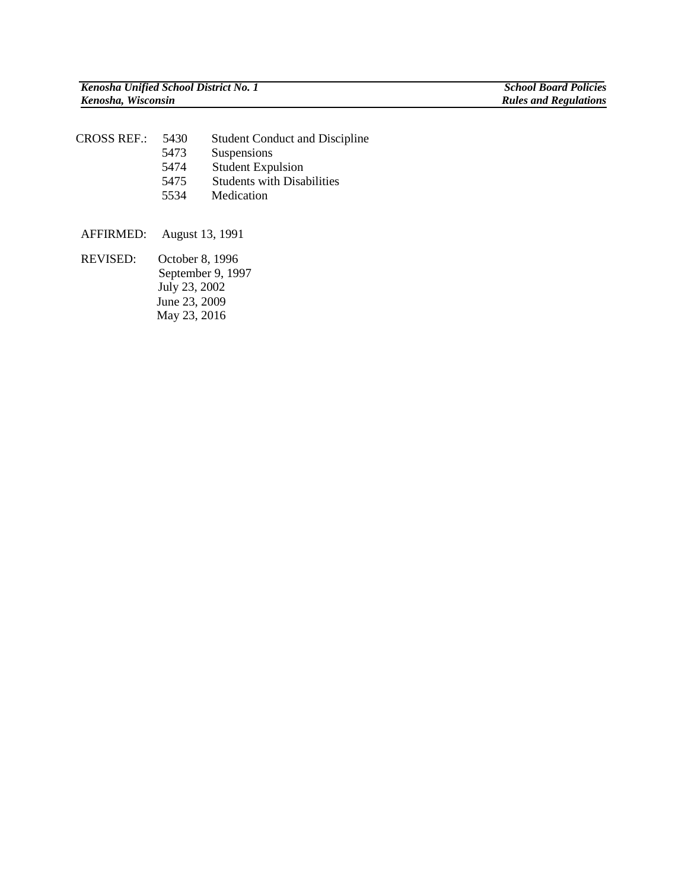CROSS REF.: 5430 Student Conduct and Discipline
5473 Suspensions
5474 Student Expulsion
5475 Students with Disabilities
5534 Medication

AFFIRMED: August 13, 1991

REVISED: October 8, 1996
September 9, 1997
July 23, 2002
June 23, 2009
May 23, 2016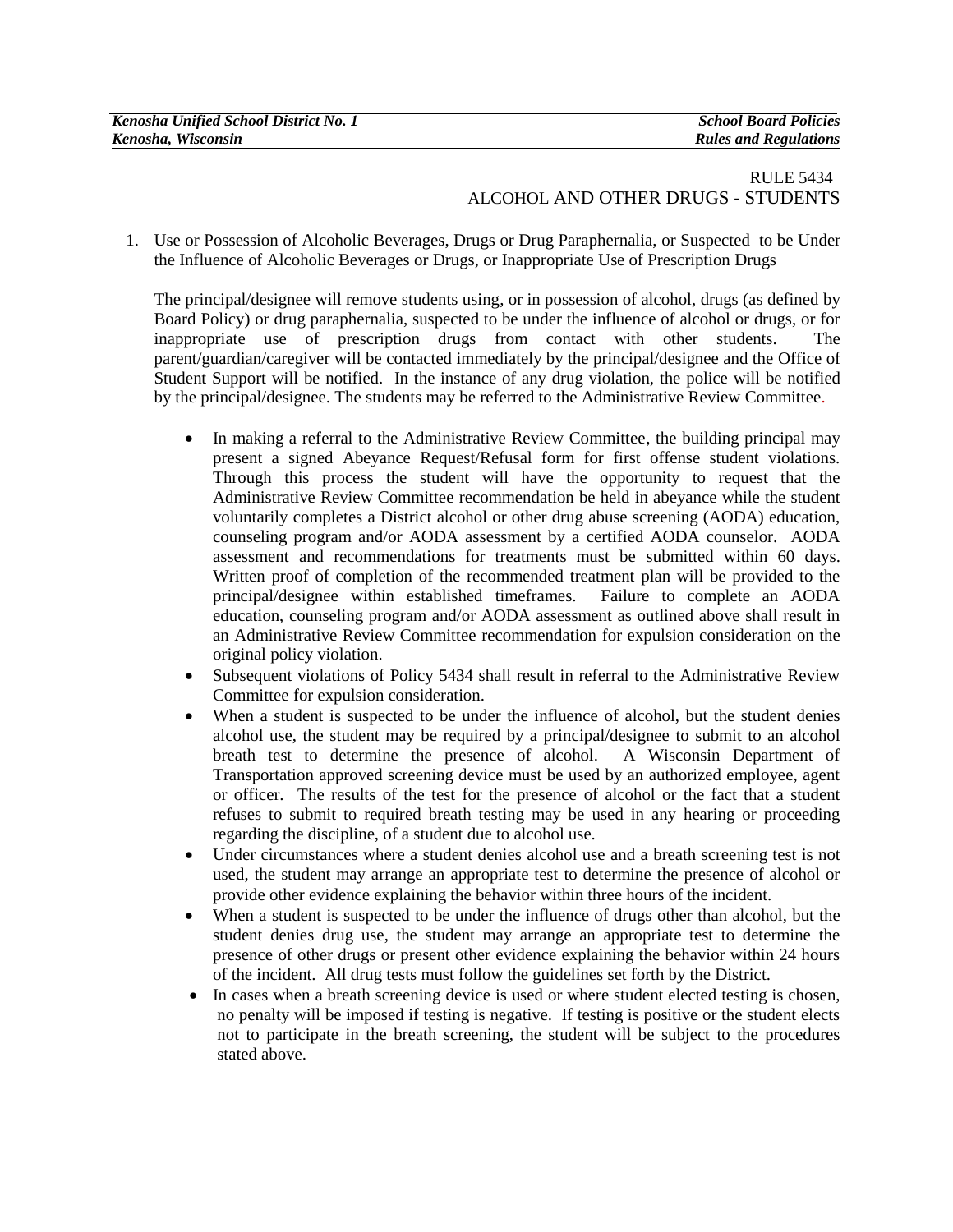RULE 5434
ALCOHOL AND OTHER DRUGS - STUDENTS

1. Use or Possession of Alcoholic Beverages, Drugs or Drug Paraphernalia, or Suspected to be Under the Influence of Alcoholic Beverages or Drugs, or Inappropriate Use of Prescription Drugs

   The principal/designee will remove students using, or in possession of alcohol, drugs (as defined by Board Policy) or drug paraphernalia, suspected to be under the influence of alcohol or drugs, or for inappropriate use of prescription drugs from contact with other students. The parent/guardian/caregiver will be contacted immediately by the principal/designee and the Office of Student Support will be notified. In the instance of any drug violation, the police will be notified by the principal/designee. The students may be referred to the Administrative Review Committee.

   - In making a referral to the Administrative Review Committee, the building principal may present a signed Abeyance Request/Refusal form for first offense student violations. Through this process the student will have the opportunity to request that the Administrative Review Committee recommendation be held in abeyance while the student voluntarily completes a District alcohol or other drug abuse screening (AODA) education, counseling program and/or AODA assessment by a certified AODA counselor. AODA assessment and recommendations for treatments must be submitted within 60 days. Written proof of completion of the recommended treatment plan will be provided to the principal/designee within established timeframes. Failure to complete an AODA education, counseling program and/or AODA assessment as outlined above shall result in an Administrative Review Committee recommendation for expulsion consideration on the original policy violation.
   - Subsequent violations of Policy 5434 shall result in referral to the Administrative Review Committee for expulsion consideration.
   - When a student is suspected to be under the influence of alcohol, but the student denies alcohol use, the student may be required by a principal/designee to submit to an alcohol breath test to determine the presence of alcohol. A Wisconsin Department of Transportation approved screening device must be used by an authorized employee, agent or officer. The results of the test for the presence of alcohol or the fact that a student refuses to submit to required breath testing may be used in any hearing or proceeding regarding the discipline, of a student due to alcohol use.
   - Under circumstances where a student denies alcohol use and a breath screening test is not used, the student may arrange an appropriate test to determine the presence of alcohol or provide other evidence explaining the behavior within three hours of the incident.
   - When a student is suspected to be under the influence of drugs other than alcohol, but the student denies drug use, the student may arrange an appropriate test to determine the presence of other drugs or present other evidence explaining the behavior within 24 hours of the incident. All drug tests must follow the guidelines set forth by the District.
   - In cases when a breath screening device is used or where student elected testing is chosen, no penalty will be imposed if testing is negative. If testing is positive or the student elects not to participate in the breath screening, the student will be subject to the procedures stated above.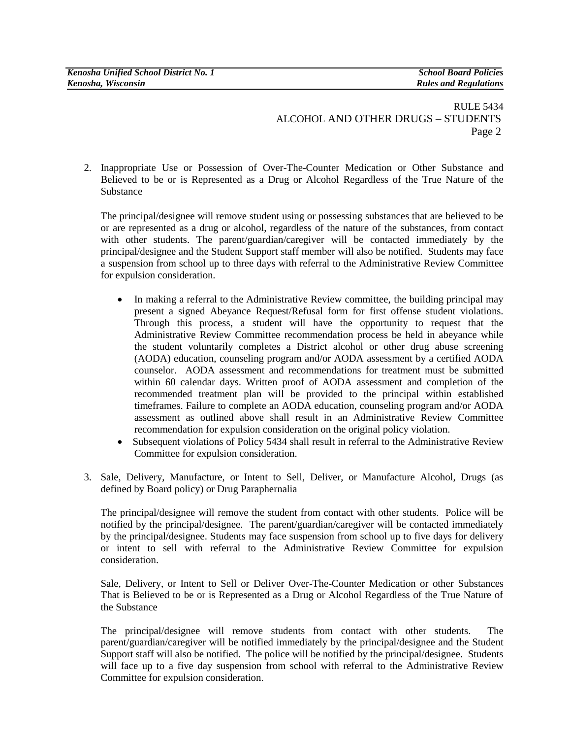2. Inappropriate Use or Possession of Over-The-Counter Medication or Other Substance and Believed to be or is Represented as a Drug or Alcohol Regardless of the True Nature of the Substance

   The principal/designee will remove student using or possessing substances that are believed to be or are represented as a drug or alcohol, regardless of the nature of the substances, from contact with other students. The parent/guardian/caregiver will be contacted immediately by the principal/designee and the Student Support staff member will also be notified. Students may face a suspension from school up to three days with referral to the Administrative Review Committee for expulsion consideration.

   - In making a referral to the Administrative Review committee, the building principal may present a signed Abeyance Request/Refusal form for first offense student violations. Through this process, a student will have the opportunity to request that the Administrative Review Committee recommendation process be held in abeyance while the student voluntarily completes a District alcohol or other drug abuse screening (AODA) education, counseling program and/or AODA assessment by a certified AODA counselor. AODA assessment and recommendations for treatment must be submitted within 60 calendar days. Written proof of AODA assessment and completion of the recommended treatment plan will be provided to the principal within established timeframes. Failure to complete an AODA education, counseling program and/or AODA assessment as outlined above shall result in an Administrative Review Committee recommendation for expulsion consideration on the original policy violation.
   - Subsequent violations of Policy 5434 shall result in referral to the Administrative Review Committee for expulsion consideration.

3. Sale, Delivery, Manufacture, or Intent to Sell, Deliver, or Manufacture Alcohol, Drugs (as defined by Board policy) or Drug Paraphernalia

   The principal/designee will remove the student from contact with other students. Police will be notified by the principal/designee. The parent/guardian/caregiver will be contacted immediately by the principal/designee. Students may face suspension from school up to five days for delivery or intent to sell with referral to the Administrative Review Committee for expulsion consideration.

   Sale, Delivery, or Intent to Sell or Deliver Over-The-Counter Medication or other Substances That is Believed to be or is Represented as a Drug or Alcohol Regardless of the True Nature of the Substance

   The principal/designee will remove students from contact with other students. The parent/guardian/caregiver will be notified immediately by the principal/designee and the Student Support staff will also be notified. The police will be notified by the principal/designee. Students will face up to a five day suspension from school with referral to the Administrative Review Committee for expulsion consideration.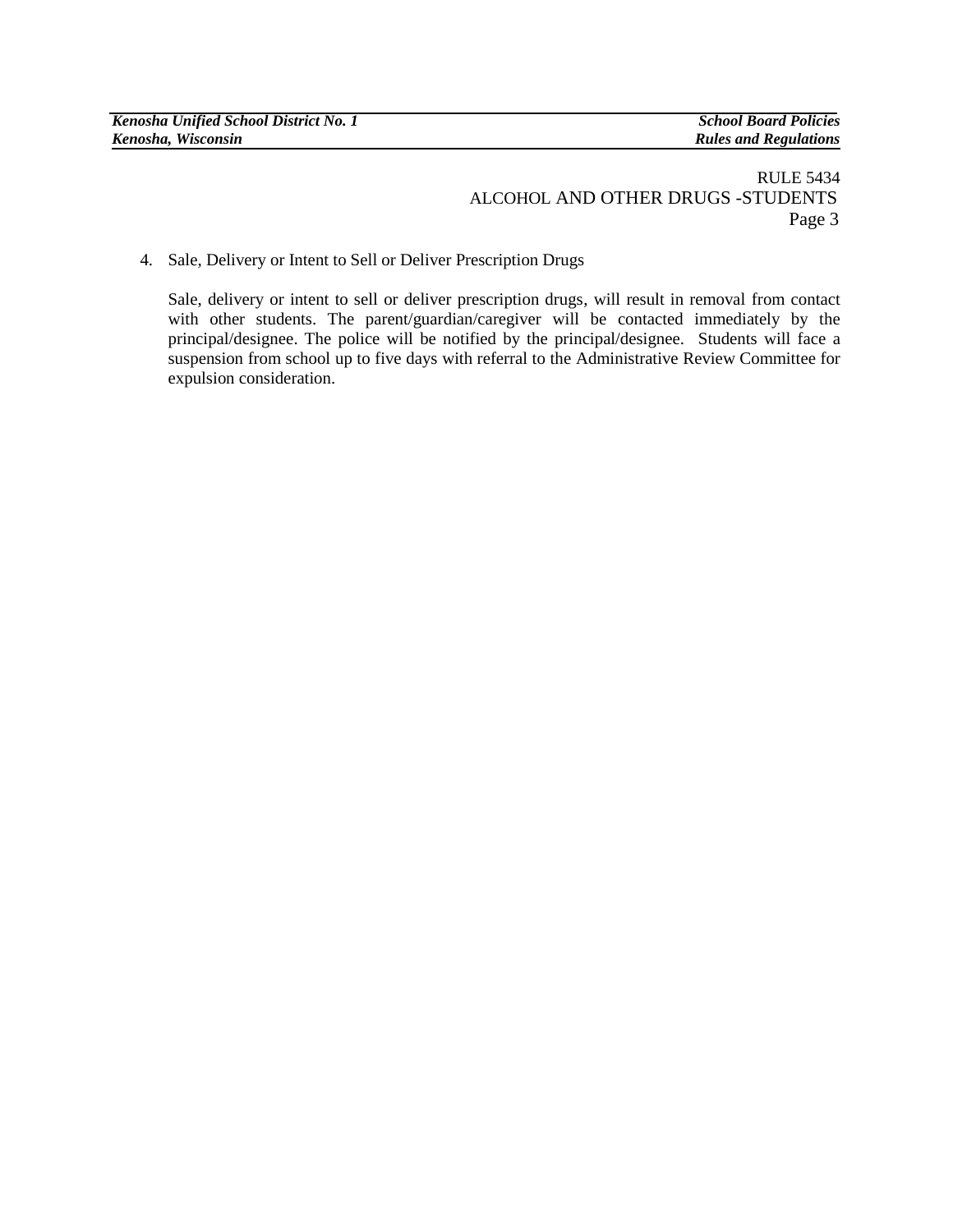4. Sale, Delivery or Intent to Sell or Deliver Prescription Drugs

   Sale, delivery or intent to sell or deliver prescription drugs, will result in removal from contact with other students. The parent/guardian/caregiver will be contacted immediately by the principal/designee. The police will be notified by the principal/designee. Students will face a suspension from school up to five days with referral to the Administrative Review Committee for expulsion consideration.